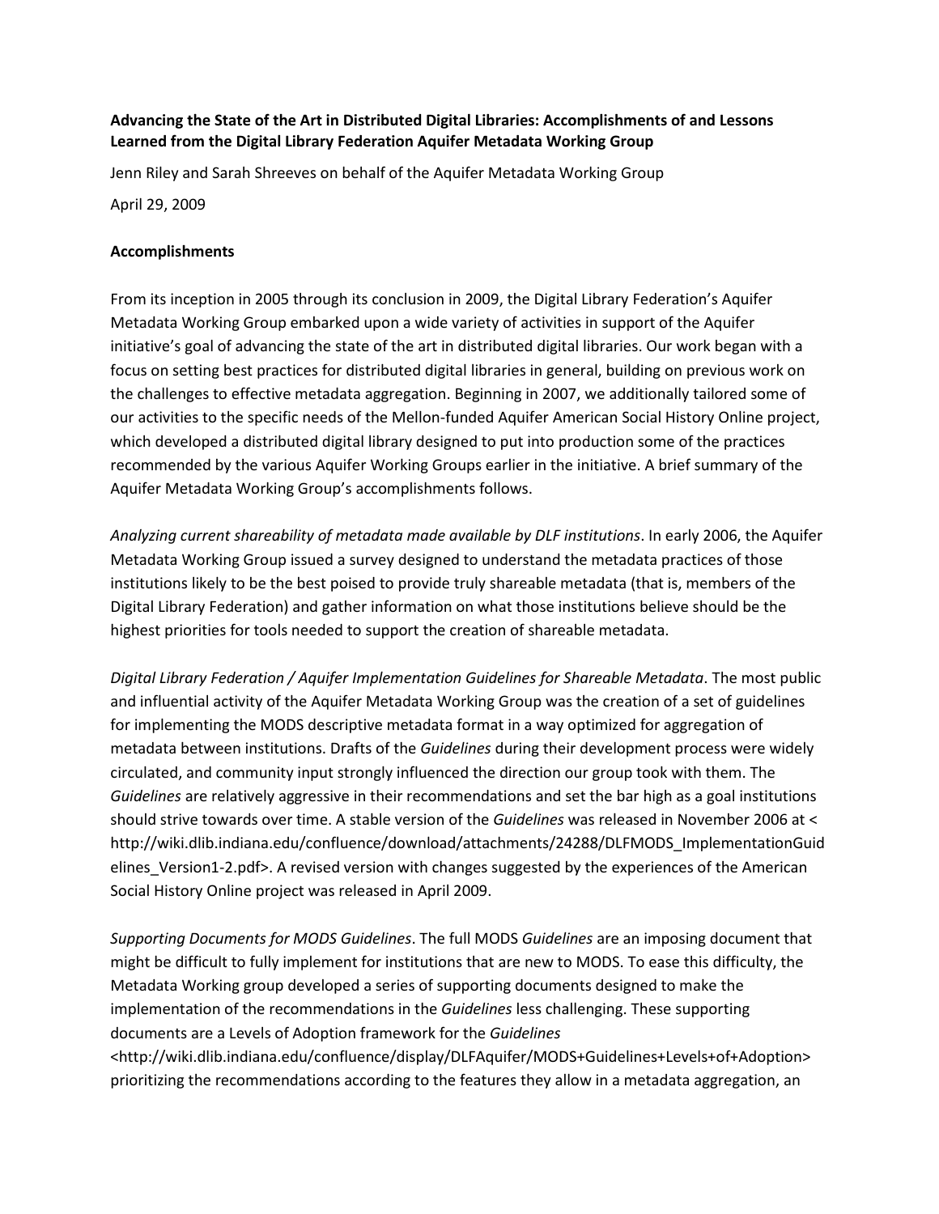**Advancing the State of the Art in Distributed Digital Libraries: Accomplishments of and Lessons Learned from the Digital Library Federation Aquifer Metadata Working Group**

Jenn Riley and Sarah Shreeves on behalf of the Aquifer Metadata Working Group

April 29, 2009

**Accomplishments**

From its inception in 2005 through its conclusion in 2009, the Digital Library Federation's Aquifer Metadata Working Group embarked upon a wide variety of activities in support of the Aquifer initiative's goal of advancing the state of the art in distributed digital libraries. Our work began with a focus on setting best practices for distributed digital libraries in general, building on previous work on the challenges to effective metadata aggregation. Beginning in 2007, we additionally tailored some of our activities to the specific needs of the Mellon-funded Aquifer American Social History Online project, which developed a distributed digital library designed to put into production some of the practices recommended by the various Aquifer Working Groups earlier in the initiative. A brief summary of the Aquifer Metadata Working Group's accomplishments follows.

*Analyzing current shareability of metadata made available by DLF institutions*. In early 2006, the Aquifer Metadata Working Group issued a survey designed to understand the metadata practices of those institutions likely to be the best poised to provide truly shareable metadata (that is, members of the Digital Library Federation) and gather information on what those institutions believe should be the highest priorities for tools needed to support the creation of shareable metadata.

*Digital Library Federation / Aquifer Implementation Guidelines for Shareable Metadata*. The most public and influential activity of the Aquifer Metadata Working Group was the creation of a set of guidelines for implementing the MODS descriptive metadata format in a way optimized for aggregation of metadata between institutions. Drafts of the *Guidelines* during their development process were widely circulated, and community input strongly influenced the direction our group took with them. The *Guidelines* are relatively aggressive in their recommendations and set the bar high as a goal institutions should strive towards over time. A stable version of the *Guidelines* was released in November 2006 at < http://wiki.dlib.indiana.edu/confluence/download/attachments/24288/DLFMODS_ImplementationGuidelines_Version1-2.pdf>. A revised version with changes suggested by the experiences of the American Social History Online project was released in April 2009.

*Supporting Documents for MODS Guidelines*. The full MODS *Guidelines* are an imposing document that might be difficult to fully implement for institutions that are new to MODS. To ease this difficulty, the Metadata Working group developed a series of supporting documents designed to make the implementation of the recommendations in the *Guidelines* less challenging. These supporting documents are a Levels of Adoption framework for the *Guidelines* <http://wiki.dlib.indiana.edu/confluence/display/DLFAquifer/MODS+Guidelines+Levels+of+Adoption> prioritizing the recommendations according to the features they allow in a metadata aggregation, an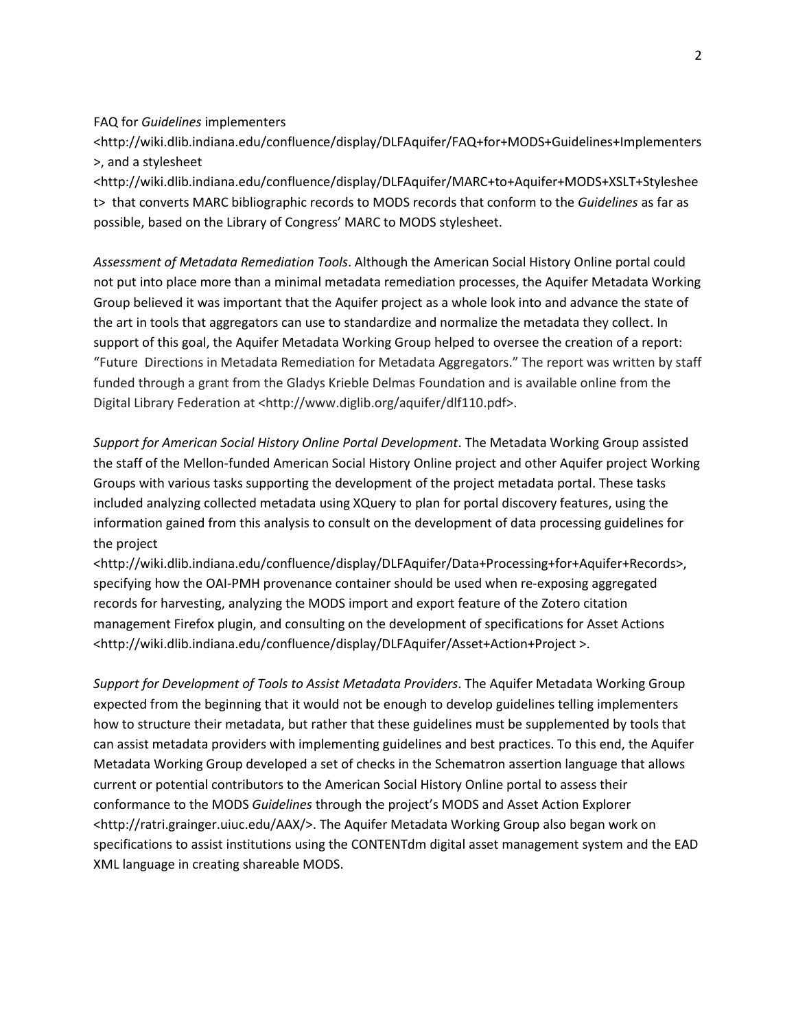FAQ for *Guidelines* implementers <http://wiki.dlib.indiana.edu/confluence/display/DLFAquifer/FAQ+for+MODS+Guidelines+Implementers>, and a stylesheet <http://wiki.dlib.indiana.edu/confluence/display/DLFAquifer/MARC+to+Aquifer+MODS+XSLT+Stylesheet> that converts MARC bibliographic records to MODS records that conform to the *Guidelines* as far as possible, based on the Library of Congress' MARC to MODS stylesheet.

*Assessment of Metadata Remediation Tools*. Although the American Social History Online portal could not put into place more than a minimal metadata remediation processes, the Aquifer Metadata Working Group believed it was important that the Aquifer project as a whole look into and advance the state of the art in tools that aggregators can use to standardize and normalize the metadata they collect. In support of this goal, the Aquifer Metadata Working Group helped to oversee the creation of a report: "Future Directions in Metadata Remediation for Metadata Aggregators." The report was written by staff funded through a grant from the Gladys Krieble Delmas Foundation and is available online from the Digital Library Federation at <http://www.diglib.org/aquifer/dlf110.pdf>.

*Support for American Social History Online Portal Development*. The Metadata Working Group assisted the staff of the Mellon-funded American Social History Online project and other Aquifer project Working Groups with various tasks supporting the development of the project metadata portal. These tasks included analyzing collected metadata using XQuery to plan for portal discovery features, using the information gained from this analysis to consult on the development of data processing guidelines for the project <http://wiki.dlib.indiana.edu/confluence/display/DLFAquifer/Data+Processing+for+Aquifer+Records>, specifying how the OAI-PMH provenance container should be used when re-exposing aggregated records for harvesting, analyzing the MODS import and export feature of the Zotero citation management Firefox plugin, and consulting on the development of specifications for Asset Actions <http://wiki.dlib.indiana.edu/confluence/display/DLFAquifer/Asset+Action+Project >.

*Support for Development of Tools to Assist Metadata Providers*. The Aquifer Metadata Working Group expected from the beginning that it would not be enough to develop guidelines telling implementers how to structure their metadata, but rather that these guidelines must be supplemented by tools that can assist metadata providers with implementing guidelines and best practices. To this end, the Aquifer Metadata Working Group developed a set of checks in the Schematron assertion language that allows current or potential contributors to the American Social History Online portal to assess their conformance to the MODS *Guidelines* through the project's MODS and Asset Action Explorer <http://ratri.grainger.uiuc.edu/AAX/>. The Aquifer Metadata Working Group also began work on specifications to assist institutions using the CONTENTdm digital asset management system and the EAD XML language in creating shareable MODS.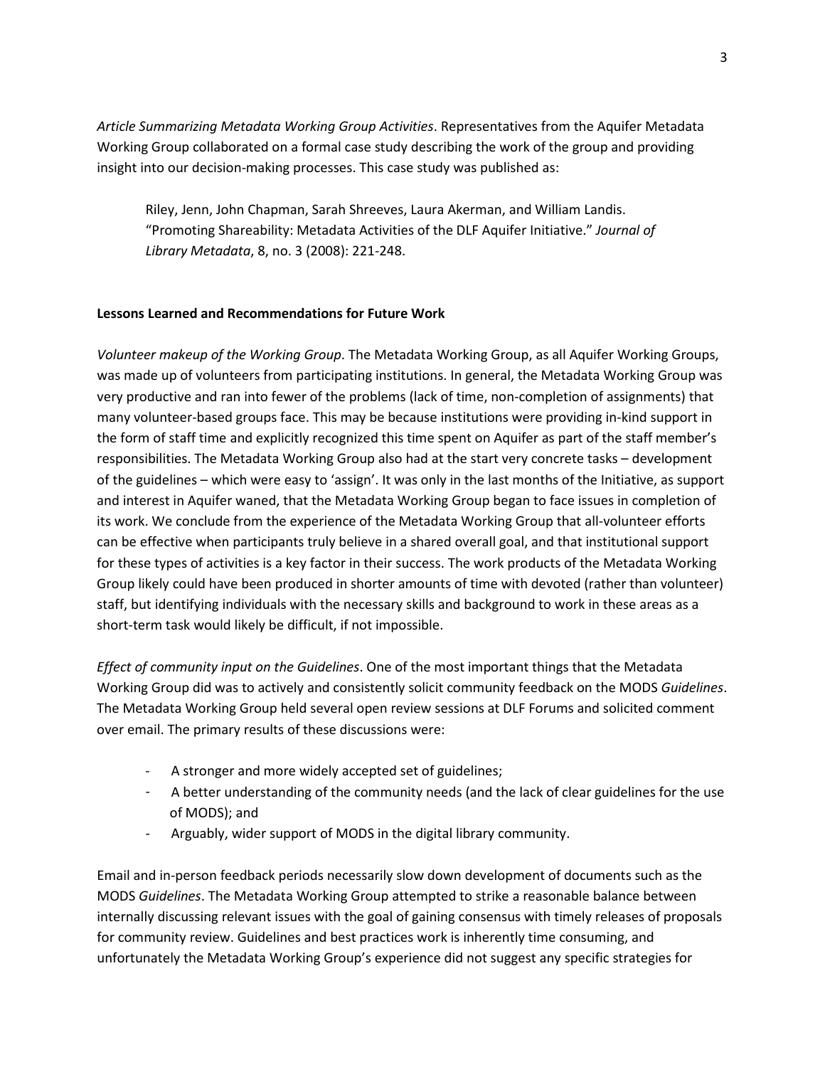*Article Summarizing Metadata Working Group Activities*. Representatives from the Aquifer Metadata Working Group collaborated on a formal case study describing the work of the group and providing insight into our decision-making processes. This case study was published as:

> Riley, Jenn, John Chapman, Sarah Shreeves, Laura Akerman, and William Landis. "Promoting Shareability: Metadata Activities of the DLF Aquifer Initiative." *Journal of Library Metadata*, 8, no. 3 (2008): 221-248.

**Lessons Learned and Recommendations for Future Work**

*Volunteer makeup of the Working Group*. The Metadata Working Group, as all Aquifer Working Groups, was made up of volunteers from participating institutions. In general, the Metadata Working Group was very productive and ran into fewer of the problems (lack of time, non-completion of assignments) that many volunteer-based groups face. This may be because institutions were providing in-kind support in the form of staff time and explicitly recognized this time spent on Aquifer as part of the staff member's responsibilities. The Metadata Working Group also had at the start very concrete tasks – development of the guidelines – which were easy to 'assign'. It was only in the last months of the Initiative, as support and interest in Aquifer waned, that the Metadata Working Group began to face issues in completion of its work. We conclude from the experience of the Metadata Working Group that all-volunteer efforts can be effective when participants truly believe in a shared overall goal, and that institutional support for these types of activities is a key factor in their success. The work products of the Metadata Working Group likely could have been produced in shorter amounts of time with devoted (rather than volunteer) staff, but identifying individuals with the necessary skills and background to work in these areas as a short-term task would likely be difficult, if not impossible.

*Effect of community input on the Guidelines*. One of the most important things that the Metadata Working Group did was to actively and consistently solicit community feedback on the MODS *Guidelines*. The Metadata Working Group held several open review sessions at DLF Forums and solicited comment over email. The primary results of these discussions were:

- A stronger and more widely accepted set of guidelines;
- A better understanding of the community needs (and the lack of clear guidelines for the use of MODS); and
- Arguably, wider support of MODS in the digital library community.

Email and in-person feedback periods necessarily slow down development of documents such as the MODS *Guidelines*. The Metadata Working Group attempted to strike a reasonable balance between internally discussing relevant issues with the goal of gaining consensus with timely releases of proposals for community review. Guidelines and best practices work is inherently time consuming, and unfortunately the Metadata Working Group's experience did not suggest any specific strategies for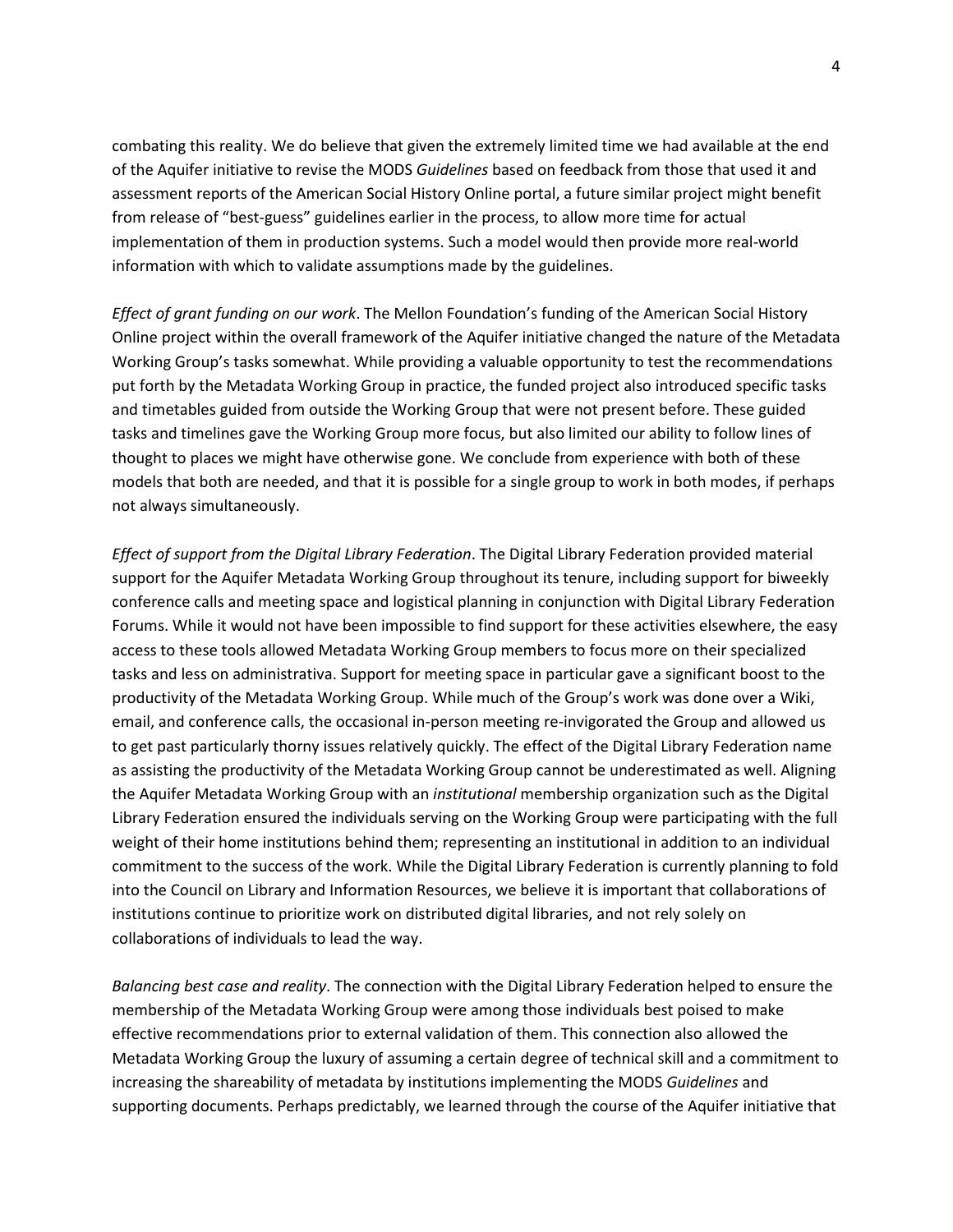combating this reality. We do believe that given the extremely limited time we had available at the end of the Aquifer initiative to revise the MODS *Guidelines* based on feedback from those that used it and assessment reports of the American Social History Online portal, a future similar project might benefit from release of "best-guess" guidelines earlier in the process, to allow more time for actual implementation of them in production systems. Such a model would then provide more real-world information with which to validate assumptions made by the guidelines.

*Effect of grant funding on our work*. The Mellon Foundation's funding of the American Social History Online project within the overall framework of the Aquifer initiative changed the nature of the Metadata Working Group's tasks somewhat. While providing a valuable opportunity to test the recommendations put forth by the Metadata Working Group in practice, the funded project also introduced specific tasks and timetables guided from outside the Working Group that were not present before. These guided tasks and timelines gave the Working Group more focus, but also limited our ability to follow lines of thought to places we might have otherwise gone. We conclude from experience with both of these models that both are needed, and that it is possible for a single group to work in both modes, if perhaps not always simultaneously.

*Effect of support from the Digital Library Federation*. The Digital Library Federation provided material support for the Aquifer Metadata Working Group throughout its tenure, including support for biweekly conference calls and meeting space and logistical planning in conjunction with Digital Library Federation Forums. While it would not have been impossible to find support for these activities elsewhere, the easy access to these tools allowed Metadata Working Group members to focus more on their specialized tasks and less on administrativa. Support for meeting space in particular gave a significant boost to the productivity of the Metadata Working Group. While much of the Group's work was done over a Wiki, email, and conference calls, the occasional in-person meeting re-invigorated the Group and allowed us to get past particularly thorny issues relatively quickly. The effect of the Digital Library Federation name as assisting the productivity of the Metadata Working Group cannot be underestimated as well. Aligning the Aquifer Metadata Working Group with an *institutional* membership organization such as the Digital Library Federation ensured the individuals serving on the Working Group were participating with the full weight of their home institutions behind them; representing an institutional in addition to an individual commitment to the success of the work. While the Digital Library Federation is currently planning to fold into the Council on Library and Information Resources, we believe it is important that collaborations of institutions continue to prioritize work on distributed digital libraries, and not rely solely on collaborations of individuals to lead the way.

*Balancing best case and reality*. The connection with the Digital Library Federation helped to ensure the membership of the Metadata Working Group were among those individuals best poised to make effective recommendations prior to external validation of them. This connection also allowed the Metadata Working Group the luxury of assuming a certain degree of technical skill and a commitment to increasing the shareability of metadata by institutions implementing the MODS *Guidelines* and supporting documents. Perhaps predictably, we learned through the course of the Aquifer initiative that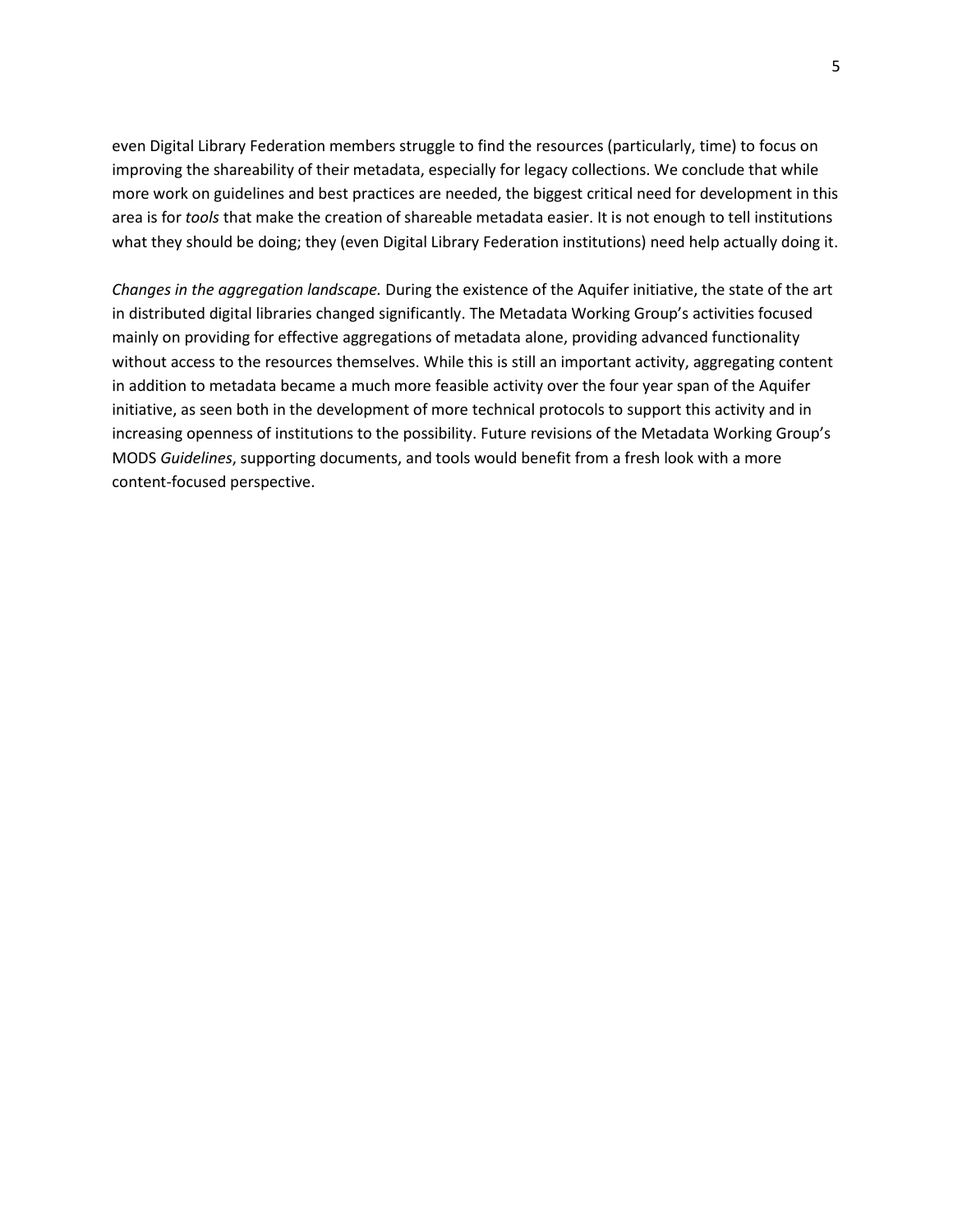even Digital Library Federation members struggle to find the resources (particularly, time) to focus on improving the shareability of their metadata, especially for legacy collections. We conclude that while more work on guidelines and best practices are needed, the biggest critical need for development in this area is for *tools* that make the creation of shareable metadata easier. It is not enough to tell institutions what they should be doing; they (even Digital Library Federation institutions) need help actually doing it.

*Changes in the aggregation landscape.* During the existence of the Aquifer initiative, the state of the art in distributed digital libraries changed significantly. The Metadata Working Group's activities focused mainly on providing for effective aggregations of metadata alone, providing advanced functionality without access to the resources themselves. While this is still an important activity, aggregating content in addition to metadata became a much more feasible activity over the four year span of the Aquifer initiative, as seen both in the development of more technical protocols to support this activity and in increasing openness of institutions to the possibility. Future revisions of the Metadata Working Group's MODS *Guidelines*, supporting documents, and tools would benefit from a fresh look with a more content-focused perspective.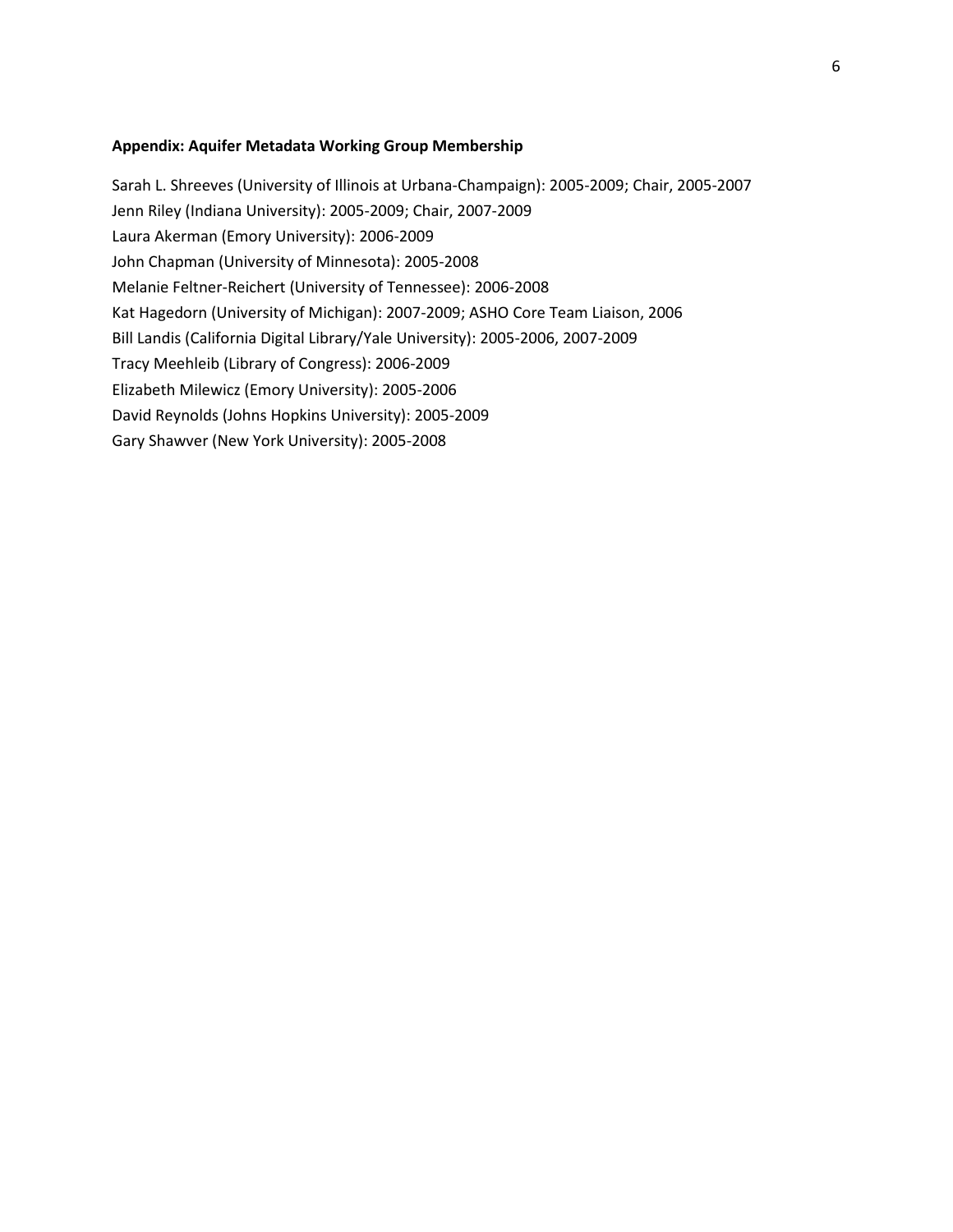### Appendix: Aquifer Metadata Working Group Membership

Sarah L. Shreeves (University of Illinois at Urbana-Champaign): 2005-2009; Chair, 2005-2007
Jenn Riley (Indiana University): 2005-2009; Chair, 2007-2009
Laura Akerman (Emory University): 2006-2009
John Chapman (University of Minnesota): 2005-2008
Melanie Feltner-Reichert (University of Tennessee): 2006-2008
Kat Hagedorn (University of Michigan): 2007-2009; ASHO Core Team Liaison, 2006
Bill Landis (California Digital Library/Yale University): 2005-2006, 2007-2009
Tracy Meehleib (Library of Congress): 2006-2009
Elizabeth Milewicz (Emory University): 2005-2006
David Reynolds (Johns Hopkins University): 2005-2009
Gary Shawver (New York University): 2005-2008